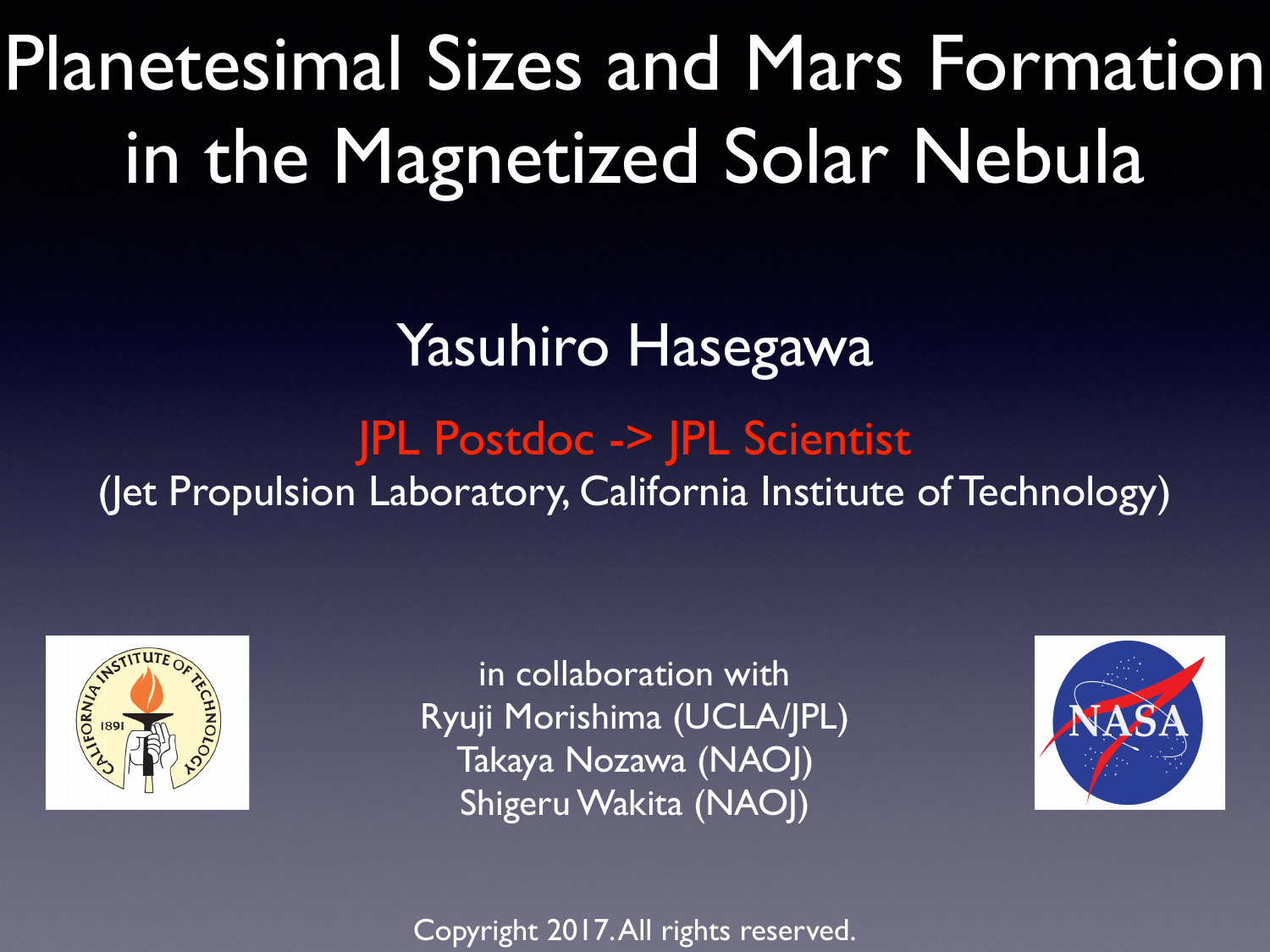# Planetesimal Sizes and Mars Formation in the Magnetized Solar Nebula

Yasuhiro Hasegawa

JPL Postdoc -> JPL Scientist

(Jet Propulsion Laboratory, California Institute of Technology)

in collaboration with

Ryuji Morishima (UCLA/JPL)

Takaya Nozawa (NAOJ)

Shigeru Wakita (NAOJ)

Copyright 2017. All rights reserved.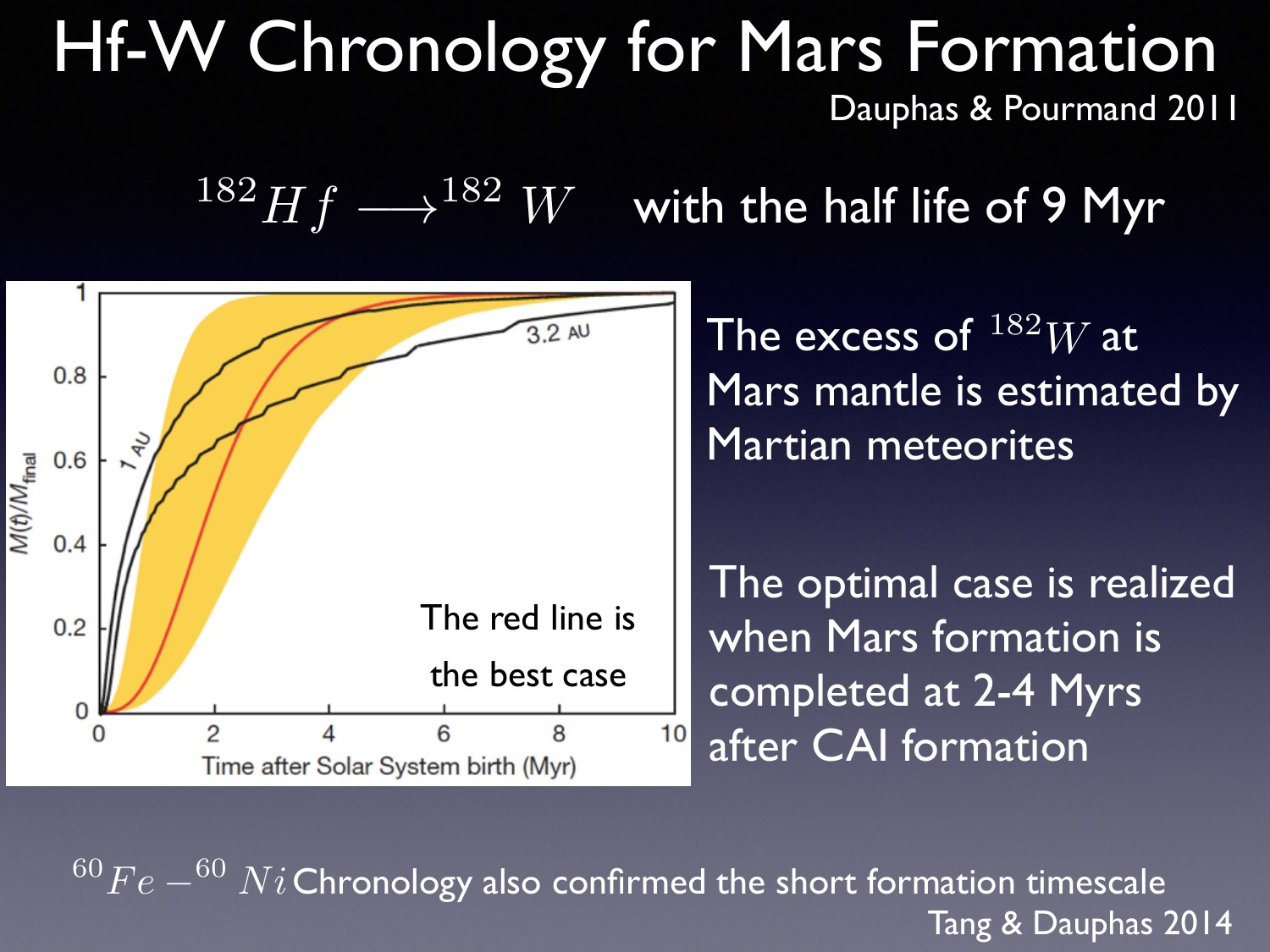# Hf-W Chronology for Mars Formation

Dauphas & Pourmand 2011

$^{182}Hf \longrightarrow ^{182}W$ with the half life of 9 Myr

The red line is the best case

The excess of $^{182}W$ at Mars mantle is estimated by Martian meteorites

The optimal case is realized when Mars formation is completed at 2-4 Myrs after CAI formation

$^{60}Fe - ^{60}Ni$ Chronology also confirmed the short formation timescale

Tang & Dauphas 2014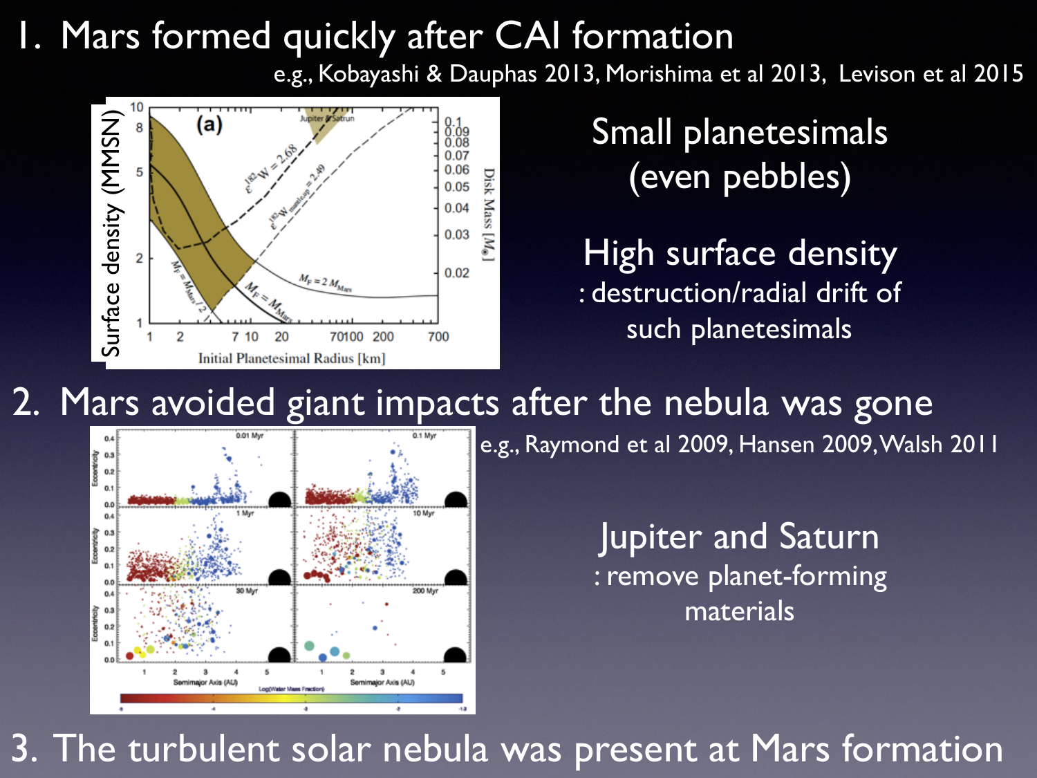1. Mars formed quickly after CAI formation

e.g., Kobayashi & Dauphas 2013, Morishima et al 2013, Levison et al 2015

Small planetesimals (even pebbles)

High surface density : destruction/radial drift of such planetesimals

2. Mars avoided giant impacts after the nebula was gone

e.g., Raymond et al 2009, Hansen 2009, Walsh 2011

Jupiter and Saturn : remove planet-forming materials

3. The turbulent solar nebula was present at Mars formation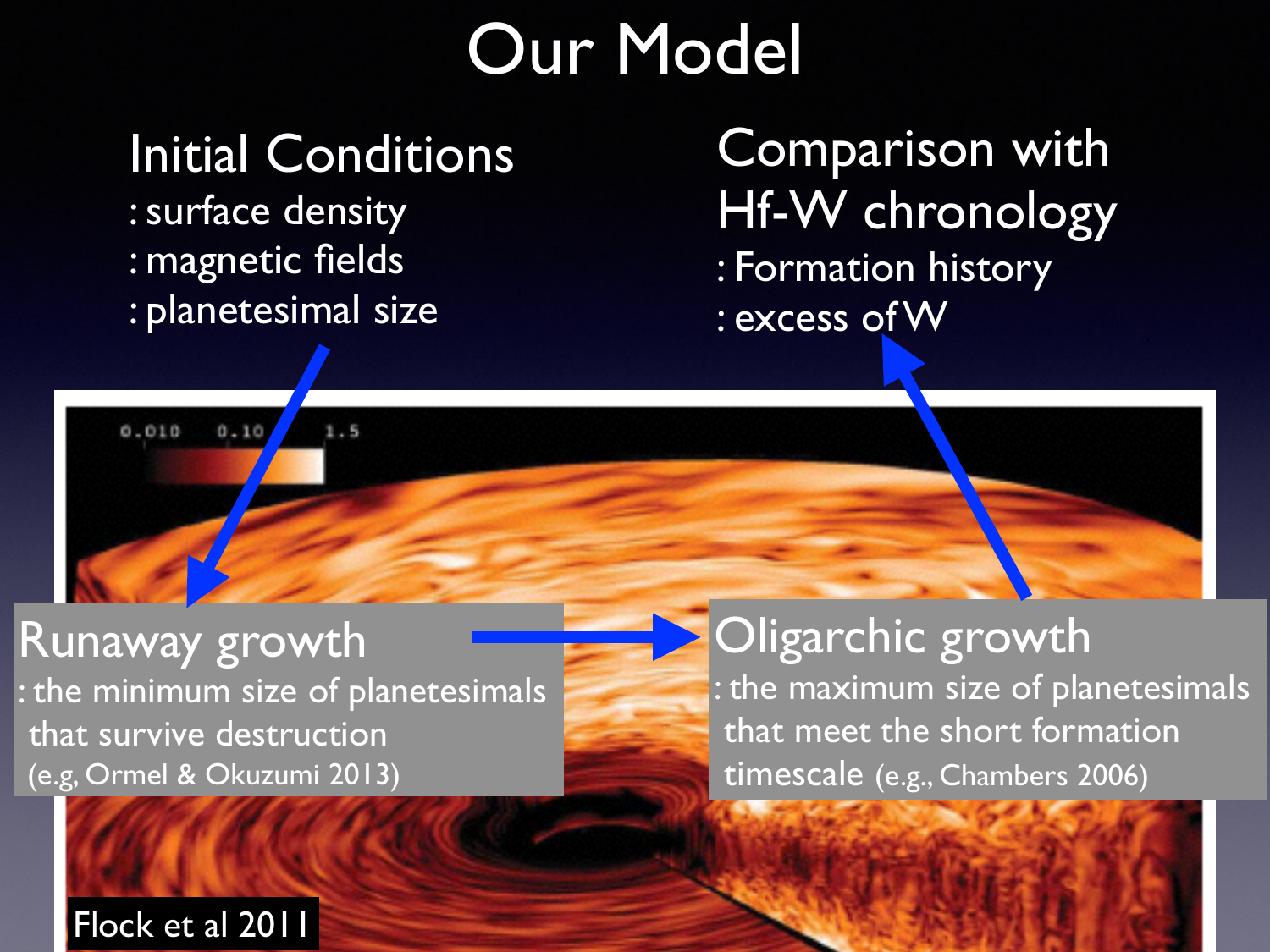# Our Model

## Initial Conditions

: surface density

: magnetic fields

: planetesimal size

## Comparison with Hf-W chronology

: Formation history

: excess of W

## Runaway growth

: the minimum size of planetesimals that survive destruction (e.g, Ormel & Okuzumi 2013)

## Oligarchic growth

: the maximum size of planetesimals that meet the short formation timescale (e.g., Chambers 2006)

Flock et al 2011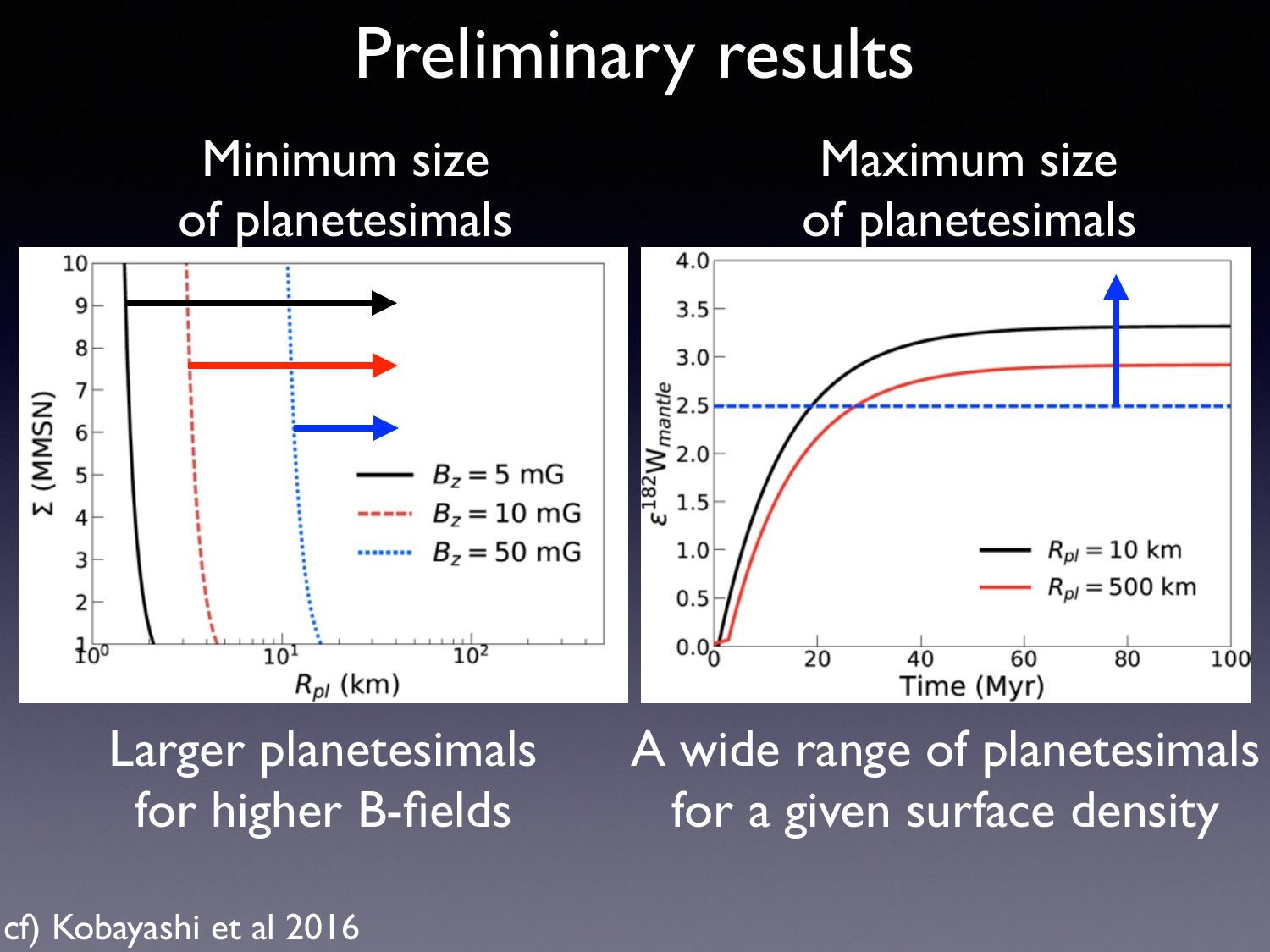# Preliminary results

## Minimum size of planetesimals

Larger planetesimals for higher B-fields

## Maximum size of planetesimals

A wide range of planetesimals for a given surface density

cf) Kobayashi et al 2016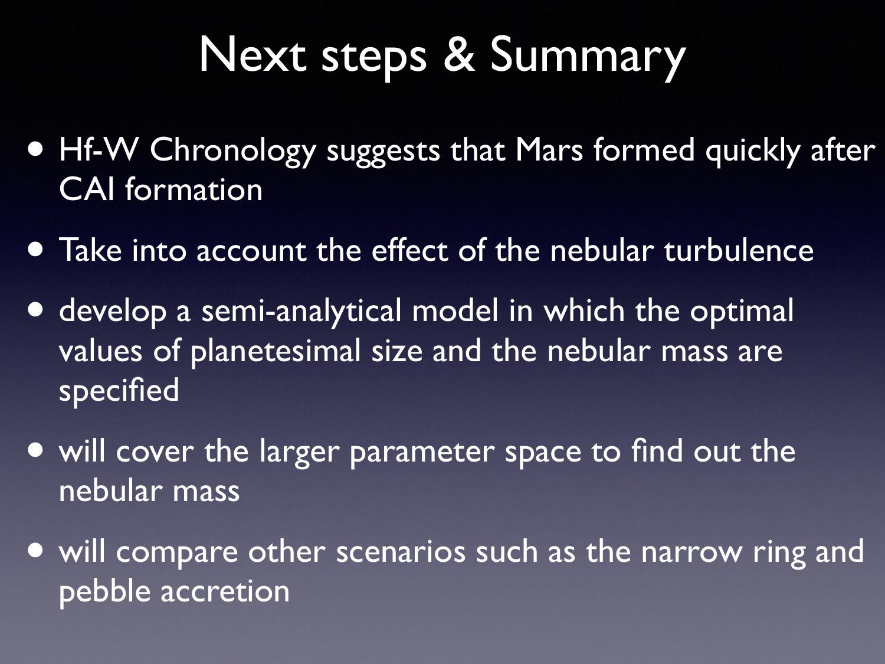# Next steps & Summary

- Hf-W Chronology suggests that Mars formed quickly after CAI formation
- Take into account the effect of the nebular turbulence
- develop a semi-analytical model in which the optimal values of planetesimal size and the nebular mass are specified
- will cover the larger parameter space to find out the nebular mass
- will compare other scenarios such as the narrow ring and pebble accretion